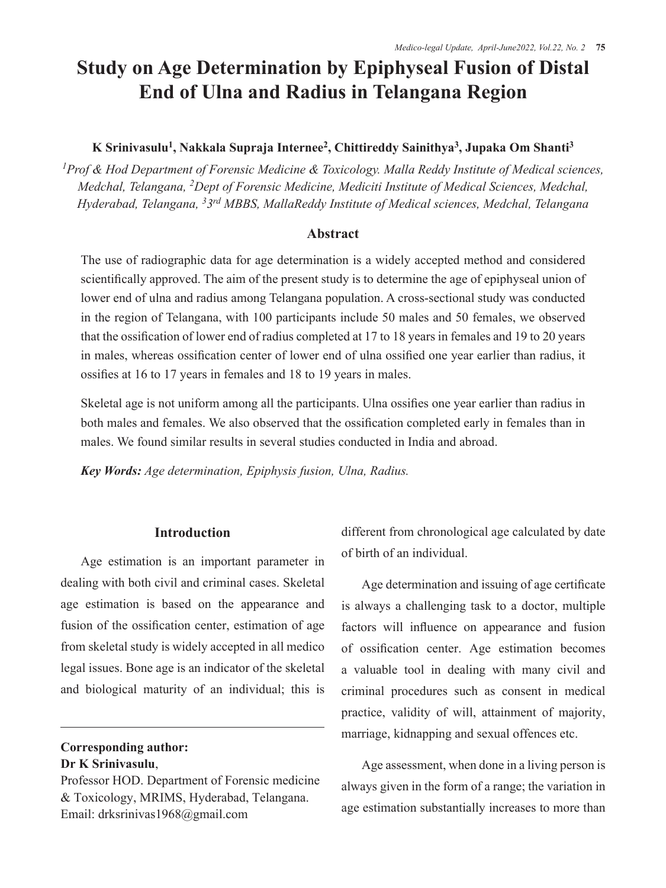# Study on Age Determination by Epiphyseal Fusion of Distal End of Ulna and Radius in Telangana Region

**K Srinivasulu[1], Nakkala Supraja Internee[2], Chittireddy Sainithya[3], Jupaka Om Shanti[3]**

*[1]Prof & Hod Department of Forensic Medicine & Toxicology. Malla Reddy Institute of Medical sciences, Medchal, Telangana, [2]Dept of Forensic Medicine, Mediciti Institute of Medical Sciences, Medchal, Hyderabad, Telangana, [3]3rd MBBS, MallaReddy Institute of Medical sciences, Medchal, Telangana*

## Abstract

The use of radiographic data for age determination is a widely accepted method and considered scientifically approved. The aim of the present study is to determine the age of epiphyseal union of lower end of ulna and radius among Telangana population. A cross-sectional study was conducted in the region of Telangana, with 100 participants include 50 males and 50 females, we observed that the ossification of lower end of radius completed at 17 to 18 years in females and 19 to 20 years in males, whereas ossification center of lower end of ulna ossified one year earlier than radius, it ossifies at 16 to 17 years in females and 18 to 19 years in males.

Skeletal age is not uniform among all the participants. Ulna ossifies one year earlier than radius in both males and females. We also observed that the ossification completed early in females than in males. We found similar results in several studies conducted in India and abroad.

***Key Words:*** *Age determination, Epiphysis fusion, Ulna, Radius.*

## Introduction

Age estimation is an important parameter in dealing with both civil and criminal cases. Skeletal age estimation is based on the appearance and fusion of the ossification center, estimation of age from skeletal study is widely accepted in all medico legal issues. Bone age is an indicator of the skeletal and biological maturity of an individual; this is different from chronological age calculated by date of birth of an individual.

Age determination and issuing of age certificate is always a challenging task to a doctor, multiple factors will influence on appearance and fusion of ossification center. Age estimation becomes a valuable tool in dealing with many civil and criminal procedures such as consent in medical practice, validity of will, attainment of majority, marriage, kidnapping and sexual offences etc.

Age assessment, when done in a living person is always given in the form of a range; the variation in age estimation substantially increases to more than

**Corresponding author:**
**Dr K Srinivasulu**,
Professor HOD. Department of Forensic medicine & Toxicology, MRIMS, Hyderabad, Telangana.
Email: drksrinivas1968@gmail.com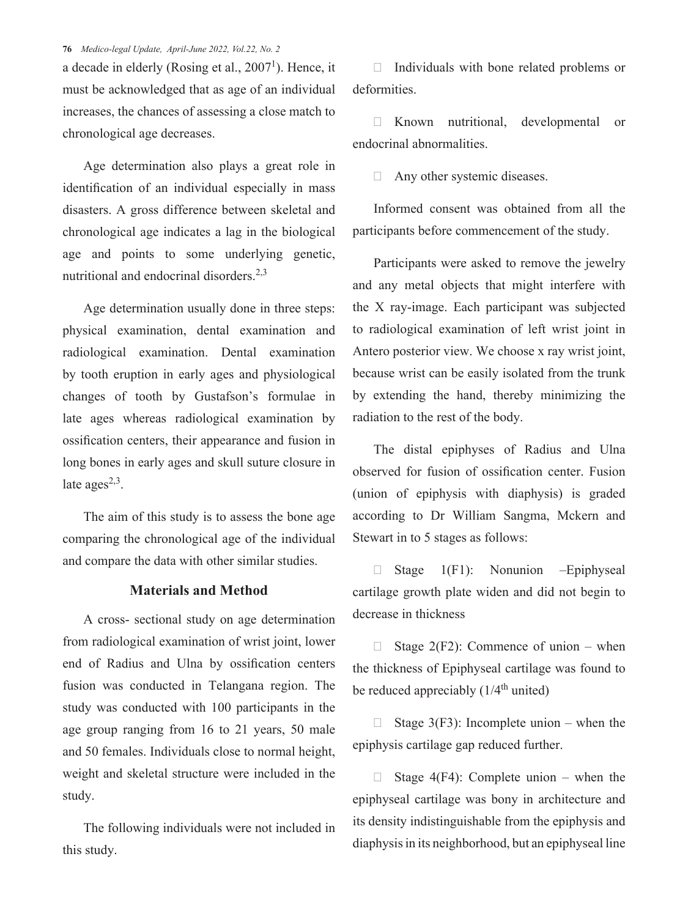a decade in elderly (Rosing et al., 2007[1]). Hence, it must be acknowledged that as age of an individual increases, the chances of assessing a close match to chronological age decreases.

Age determination also plays a great role in identification of an individual especially in mass disasters. A gross difference between skeletal and chronological age indicates a lag in the biological age and points to some underlying genetic, nutritional and endocrinal disorders.[2,3]

Age determination usually done in three steps: physical examination, dental examination and radiological examination. Dental examination by tooth eruption in early ages and physiological changes of tooth by Gustafson's formulae in late ages whereas radiological examination by ossification centers, their appearance and fusion in long bones in early ages and skull suture closure in late ages[2,3].

The aim of this study is to assess the bone age comparing the chronological age of the individual and compare the data with other similar studies.

## Materials and Method

A cross- sectional study on age determination from radiological examination of wrist joint, lower end of Radius and Ulna by ossification centers fusion was conducted in Telangana region. The study was conducted with 100 participants in the age group ranging from 16 to 21 years, 50 male and 50 females. Individuals close to normal height, weight and skeletal structure were included in the study.

The following individuals were not included in this study.

- Individuals with bone related problems or deformities.
- Known nutritional, developmental or endocrinal abnormalities.
- Any other systemic diseases.

Informed consent was obtained from all the participants before commencement of the study.

Participants were asked to remove the jewelry and any metal objects that might interfere with the X ray-image. Each participant was subjected to radiological examination of left wrist joint in Antero posterior view. We choose x ray wrist joint, because wrist can be easily isolated from the trunk by extending the hand, thereby minimizing the radiation to the rest of the body.

The distal epiphyses of Radius and Ulna observed for fusion of ossification center. Fusion (union of epiphysis with diaphysis) is graded according to Dr William Sangma, Mckern and Stewart in to 5 stages as follows:

- Stage 1(F1): Nonunion –Epiphyseal cartilage growth plate widen and did not begin to decrease in thickness
- Stage 2(F2): Commence of union – when the thickness of Epiphyseal cartilage was found to be reduced appreciably (1/4th united)
- Stage 3(F3): Incomplete union – when the epiphysis cartilage gap reduced further.
- Stage 4(F4): Complete union – when the epiphyseal cartilage was bony in architecture and its density indistinguishable from the epiphysis and diaphysis in its neighborhood, but an epiphyseal line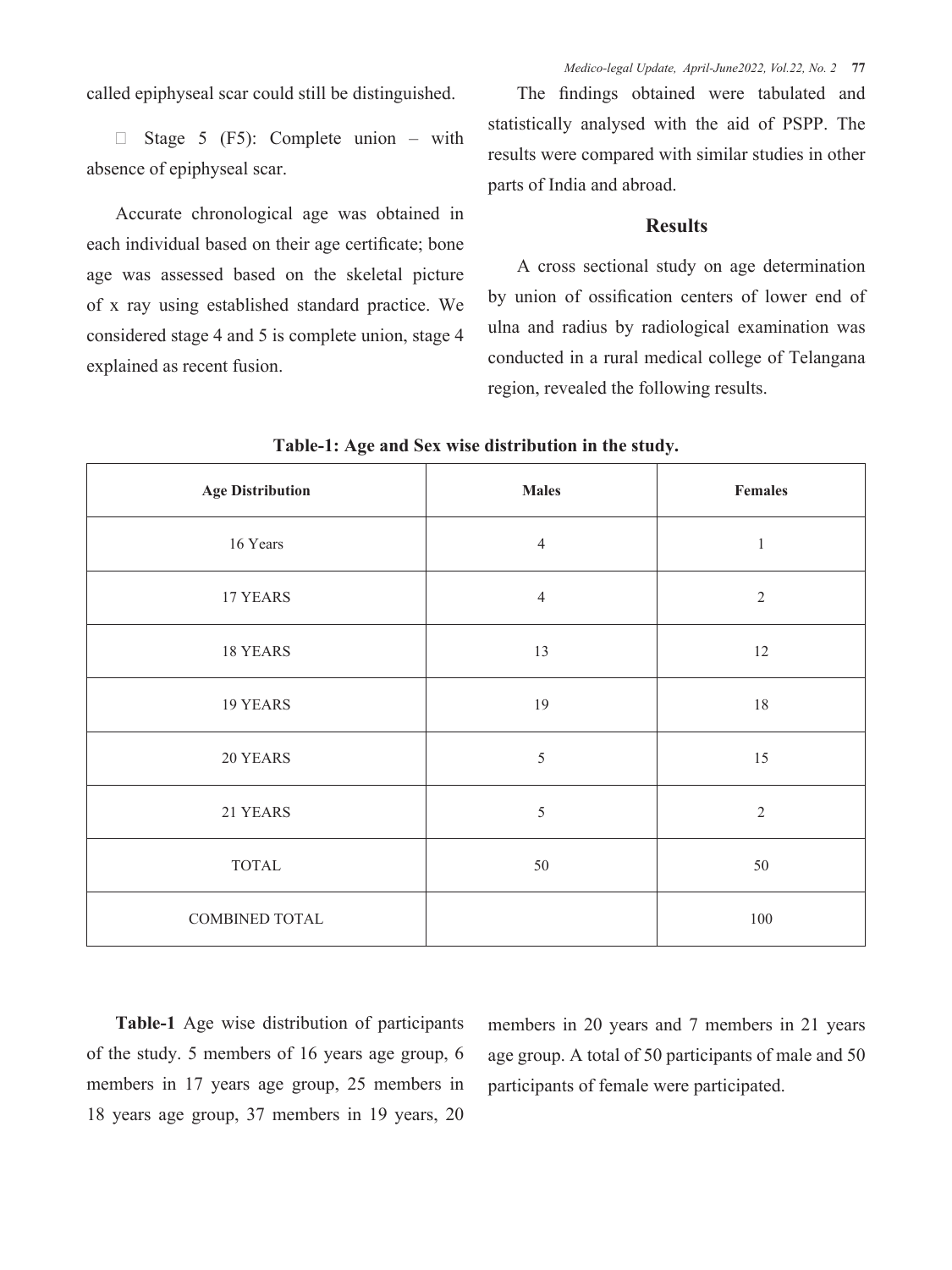called epiphyseal scar could still be distinguished.

- Stage 5 (F5): Complete union – with absence of epiphyseal scar.

Accurate chronological age was obtained in each individual based on their age certificate; bone age was assessed based on the skeletal picture of x ray using established standard practice. We considered stage 4 and 5 is complete union, stage 4 explained as recent fusion.

The findings obtained were tabulated and statistically analysed with the aid of PSPP. The results were compared with similar studies in other parts of India and abroad.

## Results

A cross sectional study on age determination by union of ossification centers of lower end of ulna and radius by radiological examination was conducted in a rural medical college of Telangana region, revealed the following results.

**Table-1: Age and Sex wise distribution in the study.**

| Age Distribution | Males | Females |
|---|---|---|
| 16 Years | 4 | 1 |
| 17 YEARS | 4 | 2 |
| 18 YEARS | 13 | 12 |
| 19 YEARS | 19 | 18 |
| 20 YEARS | 5 | 15 |
| 21 YEARS | 5 | 2 |
| TOTAL | 50 | 50 |
| COMBINED TOTAL | | 100 |

**Table-1** Age wise distribution of participants of the study. 5 members of 16 years age group, 6 members in 17 years age group, 25 members in 18 years age group, 37 members in 19 years, 20 members in 20 years and 7 members in 21 years age group. A total of 50 participants of male and 50 participants of female were participated.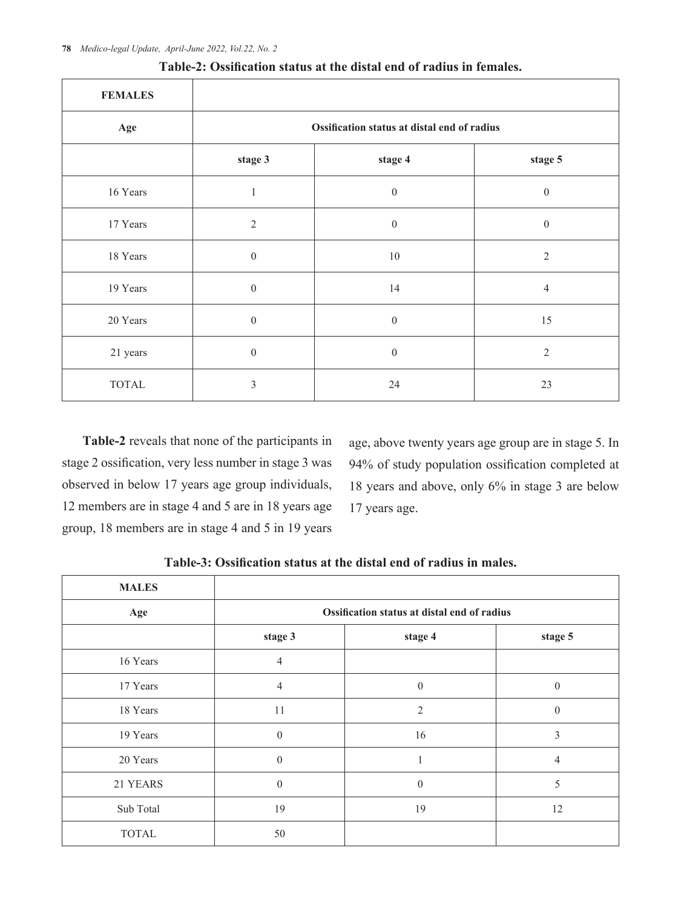**Table-2: Ossification status at the distal end of radius in females.**

| FEMALES | | | |
|---|---|---|---|
| Age | Ossification status at distal end of radius | | |
| | stage 3 | stage 4 | stage 5 |
| 16 Years | 1 | 0 | 0 |
| 17 Years | 2 | 0 | 0 |
| 18 Years | 0 | 10 | 2 |
| 19 Years | 0 | 14 | 4 |
| 20 Years | 0 | 0 | 15 |
| 21 years | 0 | 0 | 2 |
| TOTAL | 3 | 24 | 23 |

**Table-2** reveals that none of the participants in stage 2 ossification, very less number in stage 3 was observed in below 17 years age group individuals, 12 members are in stage 4 and 5 are in 18 years age group, 18 members are in stage 4 and 5 in 19 years age, above twenty years age group are in stage 5. In 94% of study population ossification completed at 18 years and above, only 6% in stage 3 are below 17 years age.

**Table-3: Ossification status at the distal end of radius in males.**

| MALES | | | |
|---|---|---|---|
| Age | Ossification status at distal end of radius | | |
| | stage 3 | stage 4 | stage 5 |
| 16 Years | 4 | | |
| 17 Years | 4 | 0 | 0 |
| 18 Years | 11 | 2 | 0 |
| 19 Years | 0 | 16 | 3 |
| 20 Years | 0 | 1 | 4 |
| 21 YEARS | 0 | 0 | 5 |
| Sub Total | 19 | 19 | 12 |
| TOTAL | 50 | | |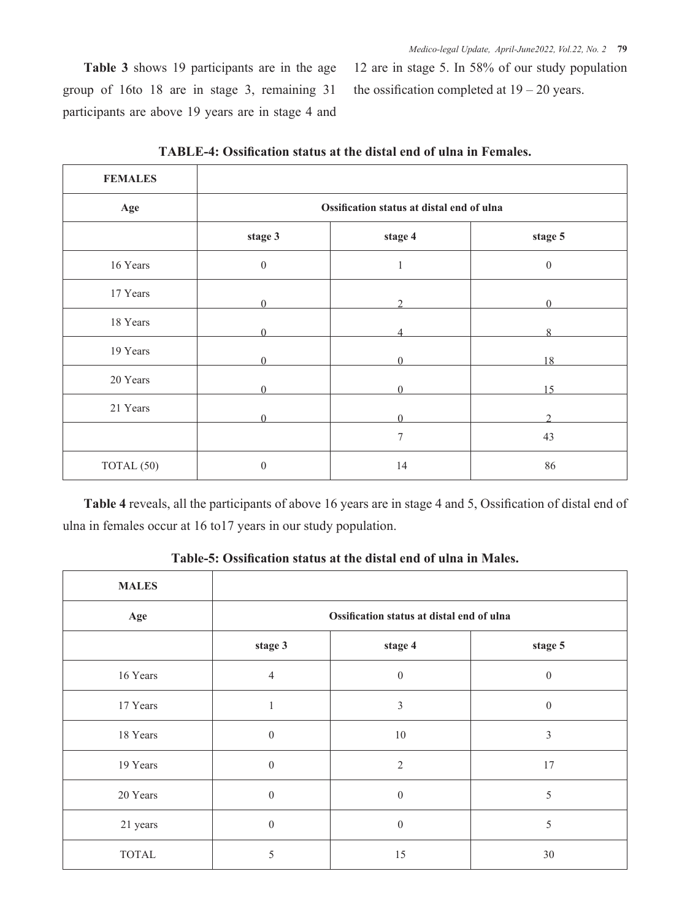**Table 3** shows 19 participants are in the age group of 16to 18 are in stage 3, remaining 31 participants are above 19 years are in stage 4 and 12 are in stage 5. In 58% of our study population the ossification completed at 19 – 20 years.

**TABLE-4: Ossification status at the distal end of ulna in Females.**

| FEMALES | | | |
|---|---|---|---|
| Age | Ossification status at distal end of ulna | | |
| | stage 3 | stage 4 | stage 5 |
| 16 Years | 0 | 1 | 0 |
| 17 Years | 0 | 2 | 0 |
| 18 Years | 0 | 4 | 8 |
| 19 Years | 0 | 0 | 18 |
| 20 Years | 0 | 0 | 15 |
| 21 Years | 0 | 0 | 2 |
| | | 7 | 43 |
| TOTAL (50) | 0 | 14 | 86 |

**Table 4** reveals, all the participants of above 16 years are in stage 4 and 5, Ossification of distal end of ulna in females occur at 16 to17 years in our study population.

**Table-5: Ossification status at the distal end of ulna in Males.**

| MALES | | | |
|---|---|---|---|
| Age | Ossification status at distal end of ulna | | |
| | stage 3 | stage 4 | stage 5 |
| 16 Years | 4 | 0 | 0 |
| 17 Years | 1 | 3 | 0 |
| 18 Years | 0 | 10 | 3 |
| 19 Years | 0 | 2 | 17 |
| 20 Years | 0 | 0 | 5 |
| 21 years | 0 | 0 | 5 |
| TOTAL | 5 | 15 | 30 |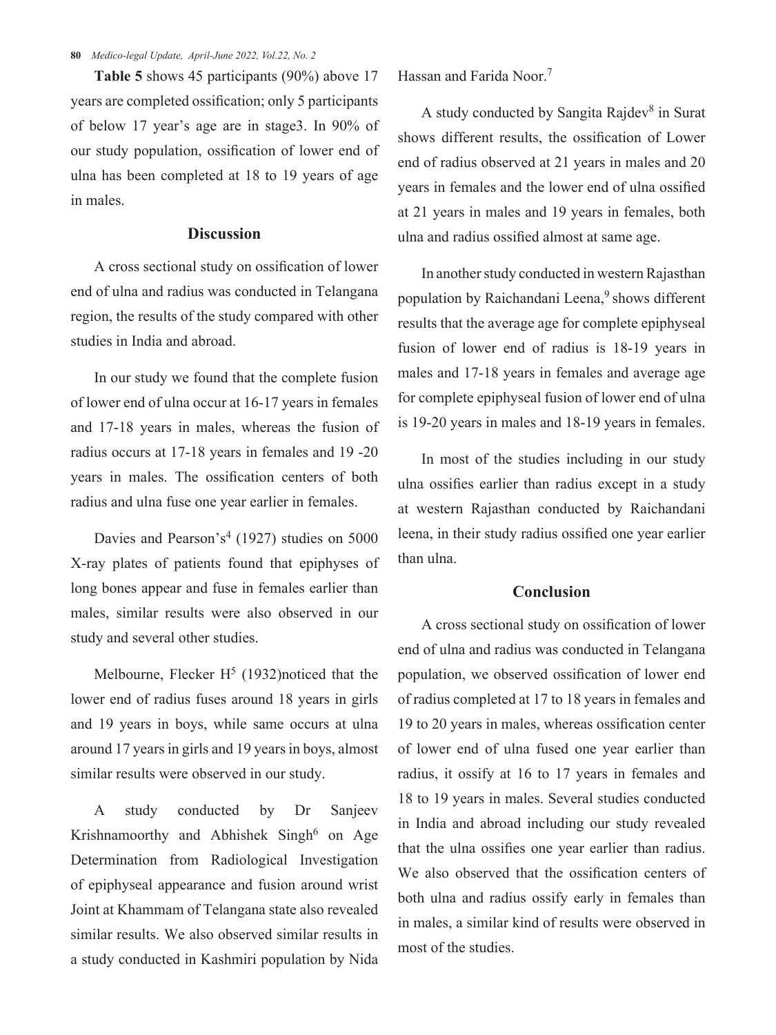**Table 5** shows 45 participants (90%) above 17 years are completed ossification; only 5 participants of below 17 year's age are in stage3. In 90% of our study population, ossification of lower end of ulna has been completed at 18 to 19 years of age in males.

## Discussion

A cross sectional study on ossification of lower end of ulna and radius was conducted in Telangana region, the results of the study compared with other studies in India and abroad.

In our study we found that the complete fusion of lower end of ulna occur at 16-17 years in females and 17-18 years in males, whereas the fusion of radius occurs at 17-18 years in females and 19 -20 years in males. The ossification centers of both radius and ulna fuse one year earlier in females.

Davies and Pearson's[4] (1927) studies on 5000 X-ray plates of patients found that epiphyses of long bones appear and fuse in females earlier than males, similar results were also observed in our study and several other studies.

Melbourne, Flecker H[5] (1932)noticed that the lower end of radius fuses around 18 years in girls and 19 years in boys, while same occurs at ulna around 17 years in girls and 19 years in boys, almost similar results were observed in our study.

A study conducted by Dr Sanjeev Krishnamoorthy and Abhishek Singh[6] on Age Determination from Radiological Investigation of epiphyseal appearance and fusion around wrist Joint at Khammam of Telangana state also revealed similar results. We also observed similar results in a study conducted in Kashmiri population by Nida Hassan and Farida Noor.[7]

A study conducted by Sangita Rajdev[8] in Surat shows different results, the ossification of Lower end of radius observed at 21 years in males and 20 years in females and the lower end of ulna ossified at 21 years in males and 19 years in females, both ulna and radius ossified almost at same age.

In another study conducted in western Rajasthan population by Raichandani Leena,[9] shows different results that the average age for complete epiphyseal fusion of lower end of radius is 18-19 years in males and 17-18 years in females and average age for complete epiphyseal fusion of lower end of ulna is 19-20 years in males and 18-19 years in females.

In most of the studies including in our study ulna ossifies earlier than radius except in a study at western Rajasthan conducted by Raichandani leena, in their study radius ossified one year earlier than ulna.

## Conclusion

A cross sectional study on ossification of lower end of ulna and radius was conducted in Telangana population, we observed ossification of lower end of radius completed at 17 to 18 years in females and 19 to 20 years in males, whereas ossification center of lower end of ulna fused one year earlier than radius, it ossify at 16 to 17 years in females and 18 to 19 years in males. Several studies conducted in India and abroad including our study revealed that the ulna ossifies one year earlier than radius. We also observed that the ossification centers of both ulna and radius ossify early in females than in males, a similar kind of results were observed in most of the studies.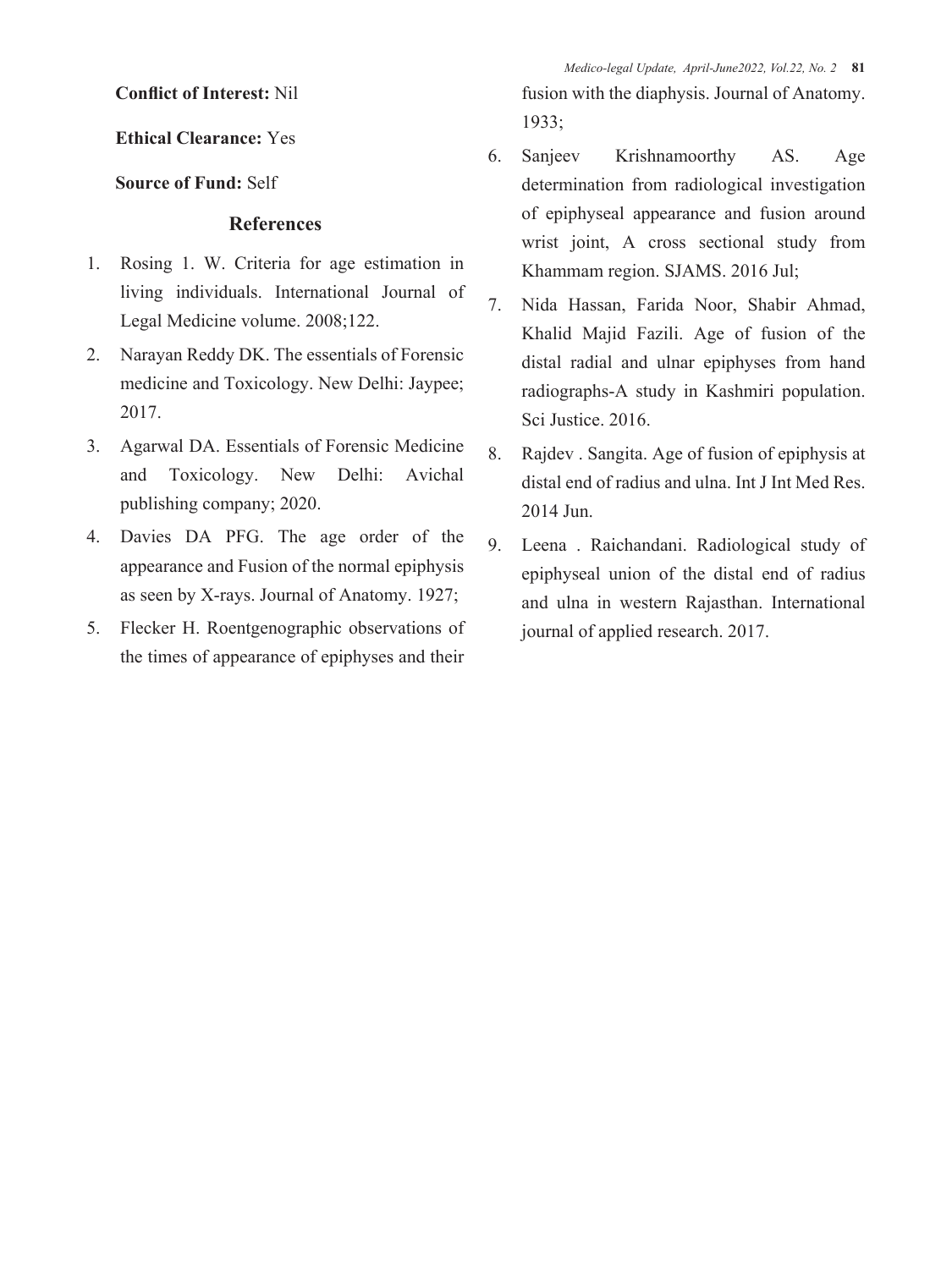**Conflict of Interest:** Nil

**Ethical Clearance:** Yes

**Source of Fund:** Self

## References

1. Rosing 1. W. Criteria for age estimation in living individuals. International Journal of Legal Medicine volume. 2008;122.
2. Narayan Reddy DK. The essentials of Forensic medicine and Toxicology. New Delhi: Jaypee; 2017.
3. Agarwal DA. Essentials of Forensic Medicine and Toxicology. New Delhi: Avichal publishing company; 2020.
4. Davies DA PFG. The age order of the appearance and Fusion of the normal epiphysis as seen by X-rays. Journal of Anatomy. 1927;
5. Flecker H. Roentgenographic observations of the times of appearance of epiphyses and their fusion with the diaphysis. Journal of Anatomy. 1933;
6. Sanjeev Krishnamoorthy AS. Age determination from radiological investigation of epiphyseal appearance and fusion around wrist joint, A cross sectional study from Khammam region. SJAMS. 2016 Jul;
7. Nida Hassan, Farida Noor, Shabir Ahmad, Khalid Majid Fazili. Age of fusion of the distal radial and ulnar epiphyses from hand radiographs-A study in Kashmiri population. Sci Justice. 2016.
8. Rajdev . Sangita. Age of fusion of epiphysis at distal end of radius and ulna. Int J Int Med Res. 2014 Jun.
9. Leena . Raichandani. Radiological study of epiphyseal union of the distal end of radius and ulna in western Rajasthan. International journal of applied research. 2017.